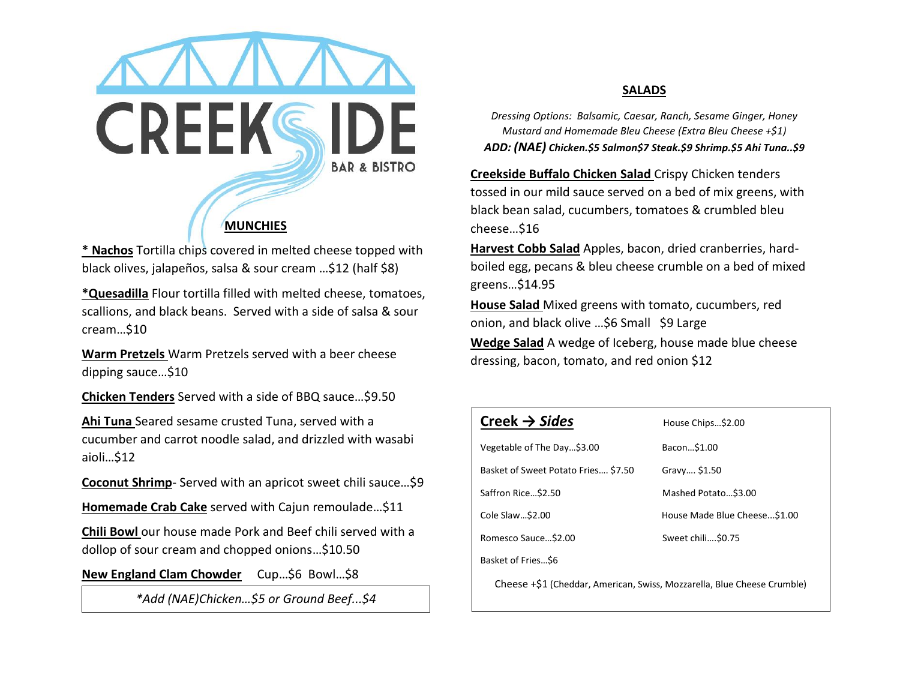# CREEKSIDE

BAR & BISTRO

## MUNCHIES

**\* Nachos** Tortilla chips covered in melted cheese topped with black olives, jalapeños, salsa & sour cream …$12 (half $8)

**\*Quesadilla** Flour tortilla filled with melted cheese, tomatoes, scallions, and black beans. Served with a side of salsa & sour cream…$10

**Warm Pretzels** Warm Pretzels served with a beer cheese dipping sauce…$10

**Chicken Tenders** Served with a side of BBQ sauce…$9.50

**Ahi Tuna** Seared sesame crusted Tuna, served with a cucumber and carrot noodle salad, and drizzled with wasabi aioli…$12

**Coconut Shrimp**- Served with an apricot sweet chili sauce…$9

**Homemade Crab Cake** served with Cajun remoulade…$11

**Chili Bowl** our house made Pork and Beef chili served with a dollop of sour cream and chopped onions…$10.50

**New England Clam Chowder** Cup…$6 Bowl…$8

*\*Add (NAE)Chicken…$5 or Ground Beef...$4*

## SALADS

*Dressing Options: Balsamic, Caesar, Ranch, Sesame Ginger, Honey Mustard and Homemade Bleu Cheese (Extra Bleu Cheese +$1)*

***ADD: (NAE) Chicken.$5 Salmon$7 Steak.$9 Shrimp.$5 Ahi Tuna..$9***

**Creekside Buffalo Chicken Salad** Crispy Chicken tenders tossed in our mild sauce served on a bed of mix greens, with black bean salad, cucumbers, tomatoes & crumbled bleu cheese…$16

**Harvest Cobb Salad** Apples, bacon, dried cranberries, hard-boiled egg, pecans & bleu cheese crumble on a bed of mixed greens…$14.95

**House Salad** Mixed greens with tomato, cucumbers, red onion, and black olive …$6 Small $9 Large

**Wedge Salad** A wedge of Iceberg, house made blue cheese dressing, bacon, tomato, and red onion $12

## Creek → *Sides*

- House Chips…$2.00
- Vegetable of The Day…$3.00
- Bacon…$1.00
- Basket of Sweet Potato Fries…. $7.50
- Gravy…. $1.50
- Saffron Rice…$2.50
- Mashed Potato…$3.00
- Cole Slaw…$2.00
- House Made Blue Cheese...$1.00
- Romesco Sauce…$2.00
- Sweet chili….$0.75
- Basket of Fries…$6

Cheese +$1 (Cheddar, American, Swiss, Mozzarella, Blue Cheese Crumble)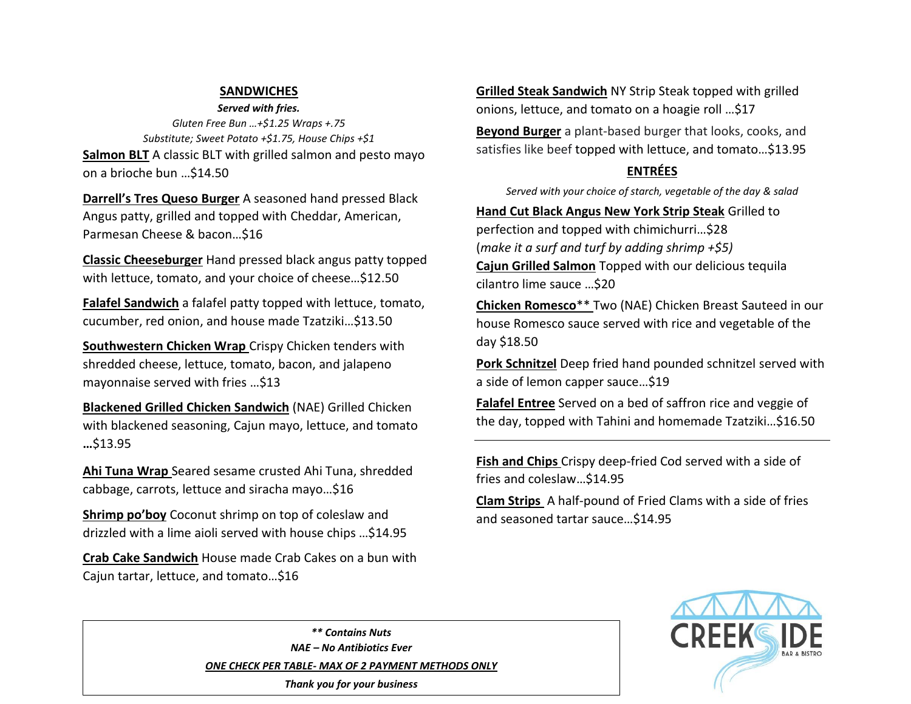## SANDWICHES

***Served with fries.***

*Gluten Free Bun …+$1.25 Wraps +.75*

*Substitute; Sweet Potato +$1.75, House Chips +$1*

**Salmon BLT** A classic BLT with grilled salmon and pesto mayo on a brioche bun …$14.50

**Darrell's Tres Queso Burger** A seasoned hand pressed Black Angus patty, grilled and topped with Cheddar, American, Parmesan Cheese & bacon…$16

**Classic Cheeseburger** Hand pressed black angus patty topped with lettuce, tomato, and your choice of cheese…$12.50

**Falafel Sandwich** a falafel patty topped with lettuce, tomato, cucumber, red onion, and house made Tzatziki…$13.50

**Southwestern Chicken Wrap** Crispy Chicken tenders with shredded cheese, lettuce, tomato, bacon, and jalapeno mayonnaise served with fries …$13

**Blackened Grilled Chicken Sandwich** (NAE) Grilled Chicken with blackened seasoning, Cajun mayo, lettuce, and tomato **…**$13.95

**Ahi Tuna Wrap** Seared sesame crusted Ahi Tuna, shredded cabbage, carrots, lettuce and siracha mayo…$16

**Shrimp po'boy** Coconut shrimp on top of coleslaw and drizzled with a lime aioli served with house chips …$14.95

**Crab Cake Sandwich** House made Crab Cakes on a bun with Cajun tartar, lettuce, and tomato…$16

**Grilled Steak Sandwich** NY Strip Steak topped with grilled onions, lettuce, and tomato on a hoagie roll …$17

**Beyond Burger** a plant-based burger that looks, cooks, and satisfies like beef topped with lettuce, and tomato…$13.95

## ENTRÉES

*Served with your choice of starch, vegetable of the day & salad*

**Hand Cut Black Angus New York Strip Steak** Grilled to perfection and topped with chimichurri…$28
(*make it a surf and turf by adding shrimp +$5)*

**Cajun Grilled Salmon** Topped with our delicious tequila cilantro lime sauce …$20

**Chicken Romesco**** Two (NAE) Chicken Breast Sauteed in our house Romesco sauce served with rice and vegetable of the day $18.50

**Pork Schnitzel** Deep fried hand pounded schnitzel served with a side of lemon capper sauce…$19

**Falafel Entree** Served on a bed of saffron rice and veggie of the day, topped with Tahini and homemade Tzatziki…$16.50

---

**Fish and Chips** Crispy deep-fried Cod served with a side of fries and coleslaw…$14.95

**Clam Strips** A half-pound of Fried Clams with a side of fries and seasoned tartar sauce…$14.95

***** Contains Nuts***

***NAE – No Antibiotics Ever***

***ONE CHECK PER TABLE- MAX OF 2 PAYMENT METHODS ONLY***

***Thank you for your business***

CREEKSIDE BAR & BISTRO